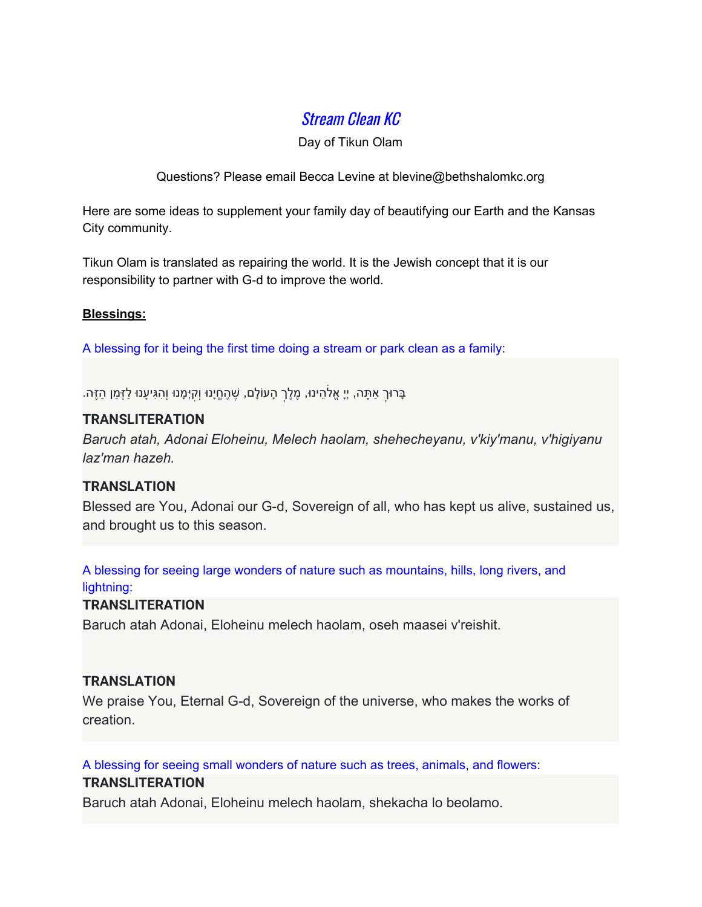# *Stream Clean KC*

Day of Tikun Olam

Questions? Please email Becca Levine at blevine@bethshalomkc.org

Here are some ideas to supplement your family day of beautifying our Earth and the Kansas City community.

Tikun Olam is translated as repairing the world. It is the Jewish concept that it is our responsibility to partner with G-d to improve the world.

**Blessings:**

A blessing for it being the first time doing a stream or park clean as a family:

בָּרוּךְ אַתָּה, יְיָ אֱלֹהֵינוּ, מֶלֶךְ הָעוֹלָם, שֶׁהֶחֱיָנוּ וְקִיְּמָנוּ וְהִגִּיעָנוּ לַזְּמַן הַזֶּה.

**TRANSLITERATION**

*Baruch atah, Adonai Eloheinu, Melech haolam, shehecheyanu, v'kiy'manu, v'higiyanu laz'man hazeh.*

**TRANSLATION**

Blessed are You, Adonai our G-d, Sovereign of all, who has kept us alive, sustained us, and brought us to this season.

A blessing for seeing large wonders of nature such as mountains, hills, long rivers, and lightning:

**TRANSLITERATION**

Baruch atah Adonai, Eloheinu melech haolam, oseh maasei v'reishit.

**TRANSLATION**

We praise You, Eternal G-d, Sovereign of the universe, who makes the works of creation.

A blessing for seeing small wonders of nature such as trees, animals, and flowers:

**TRANSLITERATION**

Baruch atah Adonai, Eloheinu melech haolam, shekacha lo beolamo.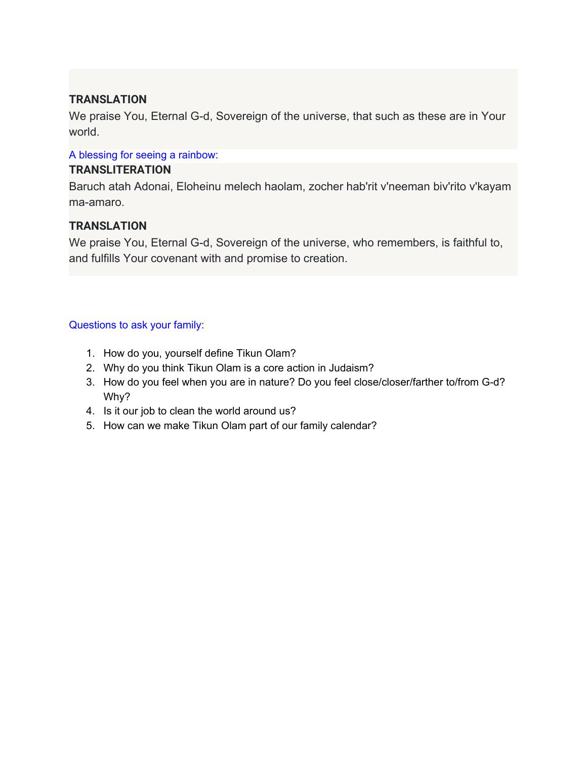**TRANSLATION**

We praise You, Eternal G-d, Sovereign of the universe, that such as these are in Your world.

A blessing for seeing a rainbow:

**TRANSLITERATION**

Baruch atah Adonai, Eloheinu melech haolam, zocher hab'rit v'neeman biv'rito v'kayam ma-amaro.

**TRANSLATION**

We praise You, Eternal G-d, Sovereign of the universe, who remembers, is faithful to, and fulfills Your covenant with and promise to creation.

Questions to ask your family:

1. How do you, yourself define Tikun Olam?
2. Why do you think Tikun Olam is a core action in Judaism?
3. How do you feel when you are in nature? Do you feel close/closer/farther to/from G-d? Why?
4. Is it our job to clean the world around us?
5. How can we make Tikun Olam part of our family calendar?